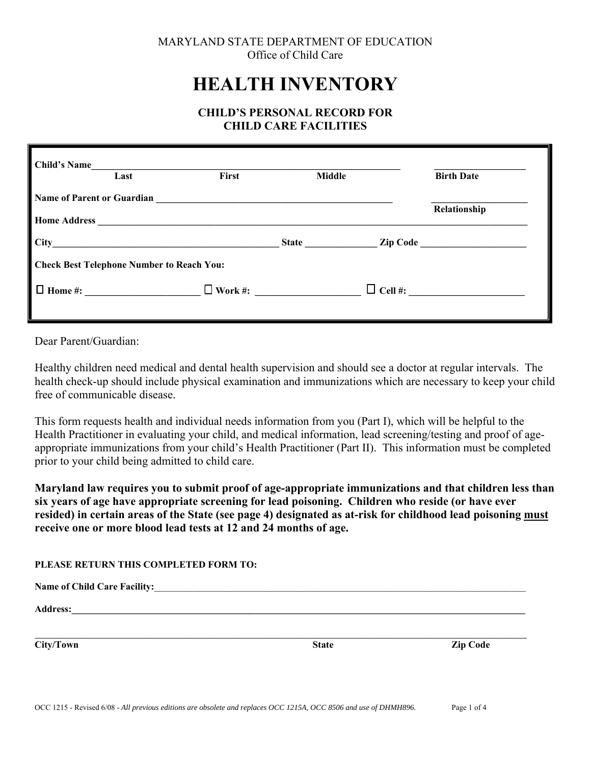MARYLAND STATE DEPARTMENT OF EDUCATION
Office of Child Care

# HEALTH INVENTORY

## CHILD'S PERSONAL RECORD FOR CHILD CARE FACILITIES

**Child's Name**_______________________________________________ ____________________
**Last** **First** **Middle** **Birth Date**

**Name of Parent or Guardian** ________________________________________ ____________________
**Relationship**

**Home Address** ________________________________________________________________

**City**______________________________________ **State** ______________ **Zip Code** ____________________

**Check Best Telephone Number to Reach You:**

☐ **Home #:** ____________________ ☐ **Work #:** ____________________ ☐ **Cell #:** ____________________

Dear Parent/Guardian:

Healthy children need medical and dental health supervision and should see a doctor at regular intervals. The health check-up should include physical examination and immunizations which are necessary to keep your child free of communicable disease.

This form requests health and individual needs information from you (Part I), which will be helpful to the Health Practitioner in evaluating your child, and medical information, lead screening/testing and proof of age-appropriate immunizations from your child's Health Practitioner (Part II). This information must be completed prior to your child being admitted to child care.

**Maryland law requires you to submit proof of age-appropriate immunizations and that children less than six years of age have appropriate screening for lead poisoning. Children who reside (or have ever resided) in certain areas of the State (see page 4) designated as at-risk for childhood lead poisoning <u>must</u> receive one or more blood lead tests at 12 and 24 months of age.**

**PLEASE RETURN THIS COMPLETED FORM TO:**

**Name of Child Care Facility:**________________________________________________________________

**Address:**________________________________________________________________

________________________________________________________________
**City/Town** **State** **Zip Code**

OCC 1215 - Revised 6/08 - *All previous editions are obsolete and replaces OCC 1215A, OCC 8506 and use of DHMH896.*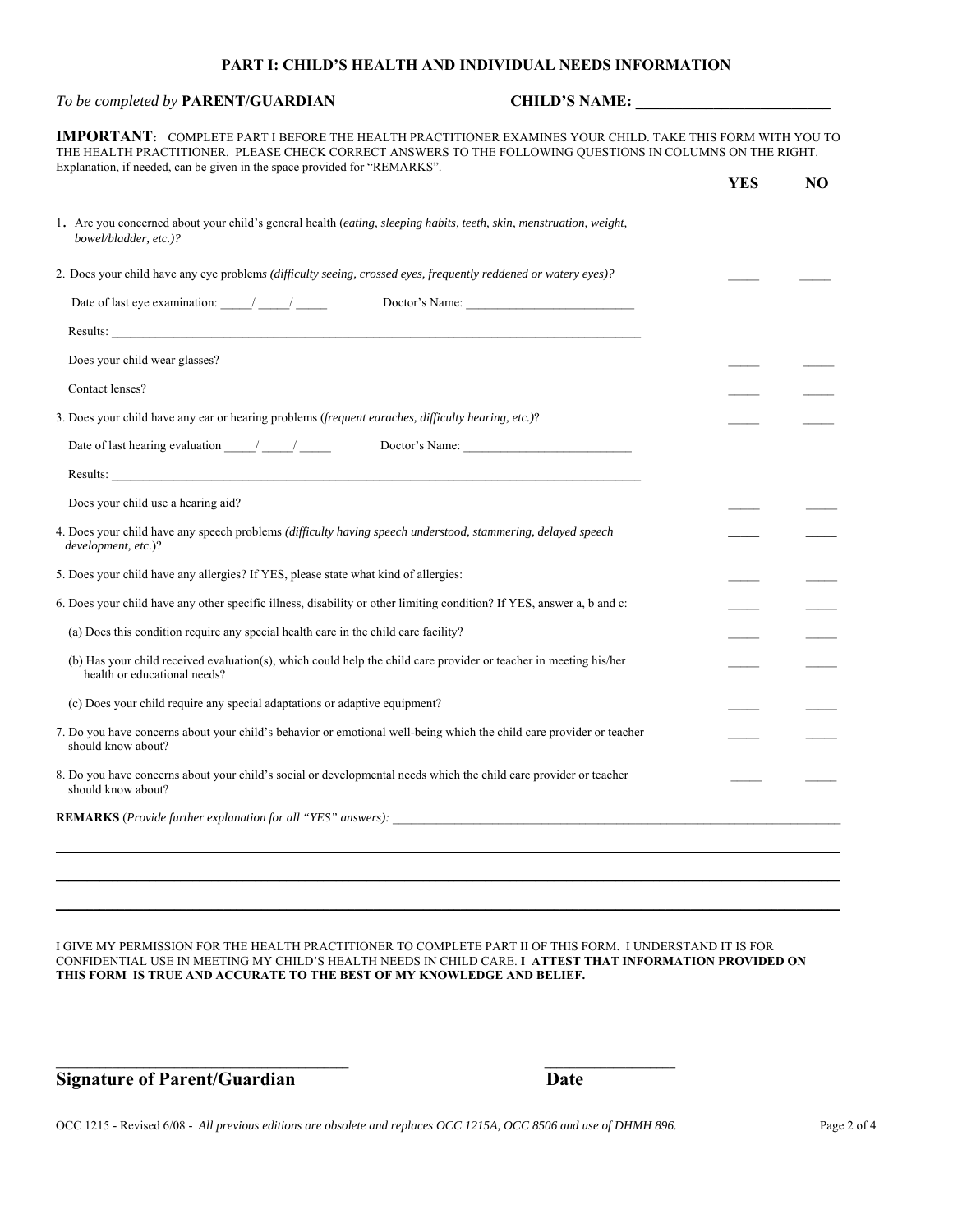## PART I: CHILD'S HEALTH AND INDIVIDUAL NEEDS INFORMATION

*To be completed by* **PARENT/GUARDIAN** **CHILD'S NAME: ________________________**

**IMPORTANT:** COMPLETE PART I BEFORE THE HEALTH PRACTITIONER EXAMINES YOUR CHILD. TAKE THIS FORM WITH YOU TO THE HEALTH PRACTITIONER. PLEASE CHECK CORRECT ANSWERS TO THE FOLLOWING QUESTIONS IN COLUMNS ON THE RIGHT. Explanation, if needed, can be given in the space provided for "REMARKS".

| | YES | NO |
|---|---|---|
| 1. Are you concerned about your child's general health (*eating, sleeping habits, teeth, skin, menstruation, weight, bowel/bladder, etc.)?* | _____ | _____ |
| 2. Does your child have any eye problems *(difficulty seeing, crossed eyes, frequently reddened or watery eyes)?* | _____ | _____ |
| Date of last eye examination: _____/ _____/ _____ Doctor's Name: ___________________________ | | |
| Results: ___________________________________________________________________________ | | |
| Does your child wear glasses? | _____ | _____ |
| Contact lenses? | _____ | _____ |
| 3. Does your child have any ear or hearing problems (*frequent earaches, difficulty hearing, etc.)*? | _____ | _____ |
| Date of last hearing evaluation _____/ _____/ _____ Doctor's Name: ___________________________ | | |
| Results: ___________________________________________________________________________ | | |
| Does your child use a hearing aid? | _____ | _____ |
| 4. Does your child have any speech problems *(difficulty having speech understood, stammering, delayed speech development, etc.*)? | _____ | _____ |
| 5. Does your child have any allergies? If YES, please state what kind of allergies: | _____ | _____ |
| 6. Does your child have any other specific illness, disability or other limiting condition? If YES, answer a, b and c: | _____ | _____ |
| (a) Does this condition require any special health care in the child care facility? | _____ | _____ |
| (b) Has your child received evaluation(s), which could help the child care provider or teacher in meeting his/her health or educational needs? | _____ | _____ |
| (c) Does your child require any special adaptations or adaptive equipment? | _____ | _____ |
| 7. Do you have concerns about your child's behavior or emotional well-being which the child care provider or teacher should know about? | _____ | _____ |
| 8. Do you have concerns about your child's social or developmental needs which the child care provider or teacher should know about? | _____ | _____ |

**REMARKS** (*Provide further explanation for all "YES" answers):* ___________________________________________

______________________________________________________________________________________

______________________________________________________________________________________

______________________________________________________________________________________

I GIVE MY PERMISSION FOR THE HEALTH PRACTITIONER TO COMPLETE PART II OF THIS FORM. I UNDERSTAND IT IS FOR CONFIDENTIAL USE IN MEETING MY CHILD'S HEALTH NEEDS IN CHILD CARE. **I ATTEST THAT INFORMATION PROVIDED ON THIS FORM IS TRUE AND ACCURATE TO THE BEST OF MY KNOWLEDGE AND BELIEF.**

___________________________________ _________________

**Signature of Parent/Guardian** **Date**

OCC 1215 - Revised 6/08 - *All previous editions are obsolete and replaces OCC 1215A, OCC 8506 and use of DHMH 896.*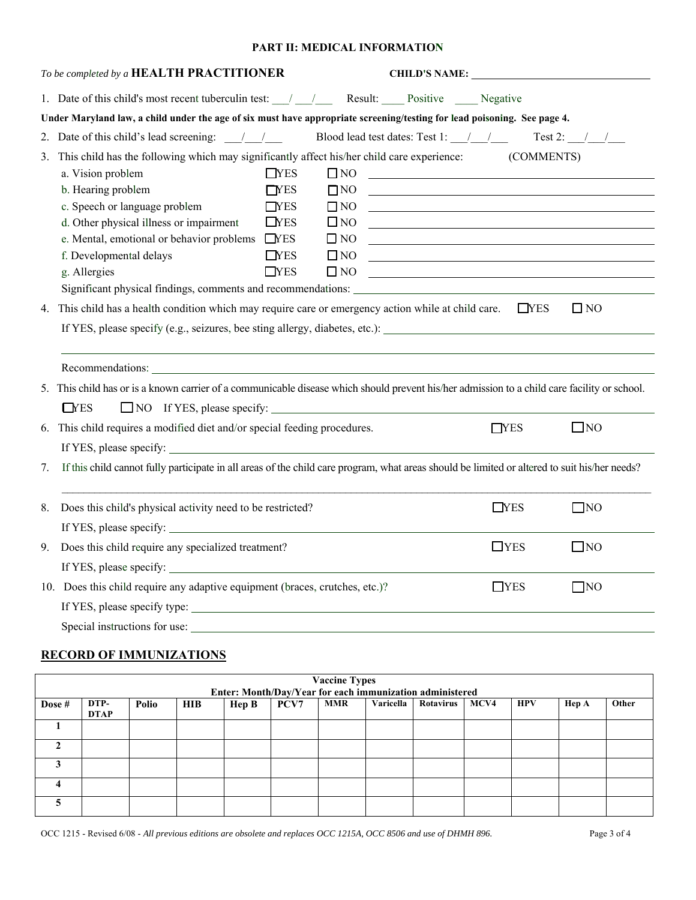# PART II: MEDICAL INFORMATION

*To be completed by a* **HEALTH PRACTITIONER** **CHILD'S NAME:** ____________________

1. Date of this child's most recent tuberculin test: ___/___/___ Result: ____ Positive ____ Negative

**Under Maryland law, a child under the age of six must have appropriate screening/testing for lead poisoning. See page 4.**

2. Date of this child's lead screening: ___/___/___ Blood lead test dates: Test 1: ___/___/___ Test 2: ___/___/___

3. This child has the following which may significantly affect his/her child care experience: (COMMENTS)
   - a. Vision problem ☐YES ☐NO ____________________
   - b. Hearing problem ☐YES ☐NO ____________________
   - c. Speech or language problem ☐YES ☐NO ____________________
   - d. Other physical illness or impairment ☐YES ☐NO ____________________
   - e. Mental, emotional or behavior problems ☐YES ☐NO ____________________
   - f. Developmental delays ☐YES ☐NO ____________________
   - g. Allergies ☐YES ☐NO ____________________

   Significant physical findings, comments and recommendations: ____________________

4. This child has a health condition which may require care or emergency action while at child care. ☐YES ☐NO

   If YES, please specify (e.g., seizures, bee sting allergy, diabetes, etc.): ____________________

   Recommendations: ____________________

5. This child has or is a known carrier of a communicable disease which should prevent his/her admission to a child care facility or school.

   ☐YES ☐NO If YES, please specify: ____________________

6. This child requires a modified diet and/or special feeding procedures. ☐YES ☐NO

   If YES, please specify: ____________________

7. If this child cannot fully participate in all areas of the child care program, what areas should be limited or altered to suit his/her needs?

   ____________________

8. Does this child's physical activity need to be restricted? ☐YES ☐NO

   If YES, please specify: ____________________

9. Does this child require any specialized treatment? ☐YES ☐NO

   If YES, please specify: ____________________

10. Does this child require any adaptive equipment (braces, crutches, etc.)? ☐YES ☐NO

    If YES, please specify type: ____________________

    Special instructions for use: ____________________

## RECORD OF IMMUNIZATIONS

| Vaccine Types Enter: Month/Day/Year for each immunization administered | | | | | | | | | | | | |
|---|---|---|---|---|---|---|---|---|---|---|---|---|
| **Dose #** | **DTP-DTAP** | **Polio** | **HIB** | **Hep B** | **PCV7** | **MMR** | **Varicella** | **Rotavirus** | **MCV4** | **HPV** | **Hep A** | **Other** |
| **1** | | | | | | | | | | | | |
| **2** | | | | | | | | | | | | |
| **3** | | | | | | | | | | | | |
| **4** | | | | | | | | | | | | |
| **5** | | | | | | | | | | | | |

OCC 1215 - Revised 6/08 - *All previous editions are obsolete and replaces OCC 1215A, OCC 8506 and use of DHMH 896.*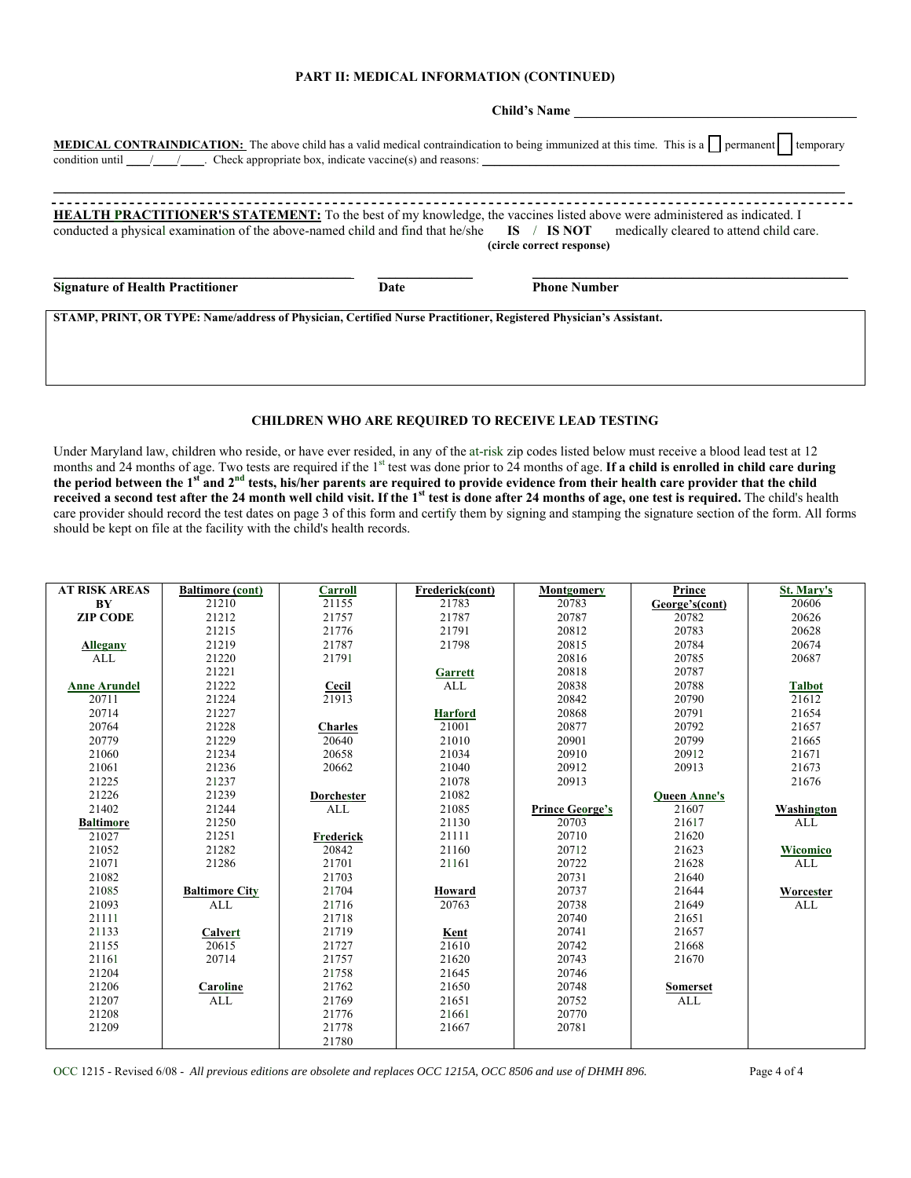## PART II: MEDICAL INFORMATION (CONTINUED)

**Child's Name** ______________________________

**MEDICAL CONTRAINDICATION:** The above child has a valid medical contraindication to being immunized at this time. This is a ☐ permanent ☐ temporary condition until ____/____/____. Check appropriate box, indicate vaccine(s) and reasons: ______________________________

______________________________

**HEALTH PRACTITIONER'S STATEMENT:** To the best of my knowledge, the vaccines listed above were administered as indicated. I conducted a physical examination of the above-named child and find that he/she **IS** / **IS NOT** medically cleared to attend child care.
**(circle correct response)**

______________________ ____________ ______________________

**Signature of Health Practitioner** **Date** **Phone Number**

**STAMP, PRINT, OR TYPE: Name/address of Physician, Certified Nurse Practitioner, Registered Physician's Assistant.**

### CHILDREN WHO ARE REQUIRED TO RECEIVE LEAD TESTING

Under Maryland law, children who reside, or have ever resided, in any of the at-risk zip codes listed below must receive a blood lead test at 12 months and 24 months of age. Two tests are required if the 1st test was done prior to 24 months of age. **If a child is enrolled in child care during the period between the 1st and 2nd tests, his/her parents are required to provide evidence from their health care provider that the child received a second test after the 24 month well child visit. If the 1st test is done after 24 months of age, one test is required.** The child's health care provider should record the test dates on page 3 of this form and certify them by signing and stamping the signature section of the form. All forms should be kept on file at the facility with the child's health records.

| AT RISK AREAS BY ZIP CODE | Baltimore (cont) | Carroll | Frederick(cont) | Montgomery | Prince George's(cont) | St. Mary's |
|---|---|---|---|---|---|---|
| | 21210 | 21155 | 21783 | 20783 | 20782 | 20606 |
| | 21212 | 21757 | 21787 | 20787 | 20783 | 20626 |
| **Allegany** | 21215 | 21776 | 21791 | 20812 | 20784 | 20628 |
| ALL | 21219 | 21787 | 21798 | 20815 | 20785 | 20674 |
| | 21220 | 21791 | | 20816 | 20787 | 20687 |
| **Anne Arundel** | 21221 | | **Garrett** | 20818 | 20788 | |
| 20711 | 21222 | **Cecil** | ALL | 20838 | 20790 | **Talbot** |
| 20714 | 21224 | 21913 | | 20842 | 20791 | 21612 |
| 20764 | 21227 | | **Harford** | 20868 | 20792 | 21654 |
| 20779 | 21228 | **Charles** | 21001 | 20877 | 20799 | 21657 |
| 21060 | 21229 | 20640 | 21010 | 20901 | 20912 | 21665 |
| 21061 | 21234 | 20658 | 21034 | 20910 | 20913 | 21671 |
| 21225 | 21236 | 20662 | 21040 | 20912 | | 21673 |
| 21226 | 21237 | | 21078 | 20913 | **Queen Anne's** | 21676 |
| 21402 | 21239 | **Dorchester** | 21082 | | 21607 | |
| **Baltimore** | 21244 | ALL | 21085 | **Prince George's** | 21617 | **Washington** |
| 21027 | 21250 | | 21130 | 20703 | 21620 | ALL |
| 21052 | 21251 | **Frederick** | 21111 | 20710 | 21623 | |
| 21071 | 21282 | 20842 | 21160 | 20712 | 21628 | **Wicomico** |
| 21082 | 21286 | 21701 | 21161 | 20722 | 21640 | ALL |
| 21085 | | 21703 | | 20731 | 21644 | |
| 21093 | **Baltimore City** | 21704 | **Howard** | 20737 | 21649 | **Worcester** |
| 21111 | ALL | 21716 | 20763 | 20738 | 21651 | ALL |
| 21133 | | 21718 | | 20740 | 21657 | |
| 21155 | **Calvert** | 21719 | **Kent** | 20741 | 21668 | |
| 21161 | 20615 | 21727 | 21610 | 20742 | 21670 | |
| 21204 | 20714 | 21757 | 21620 | 20743 | | |
| 21206 | | 21758 | 21645 | 20746 | **Somerset** | |
| 21207 | **Caroline** | 21762 | 21650 | 20748 | ALL | |
| 21208 | ALL | 21769 | 21651 | 20752 | | |
| 21209 | | 21776 | 21661 | 20770 | | |
| | | 21778 | 21667 | 20781 | | |
| | | 21780 | | | | |

OCC 1215 - Revised 6/08 - *All previous editions are obsolete and replaces OCC 1215A, OCC 8506 and use of DHMH 896.*